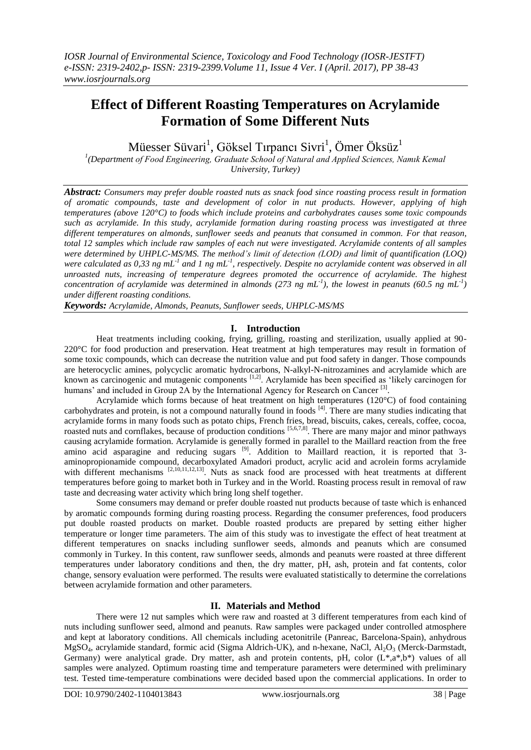# Effect of Different Roasting Temperatures on Acrylamide Formation of Some Different Nuts

Müesser Süvari[1], Göksel Tırpancı Sivri[1], Ömer Öksüz[1]

[1](Department of Food Engineering, Graduate School of Natural and Applied Sciences, Namık Kemal University, Turkey)

***Abstract:*** *Consumers may prefer double roasted nuts as snack food since roasting process result in formation of aromatic compounds, taste and development of color in nut products. However, applying of high temperatures (above 120°C) to foods which include proteins and carbohydrates causes some toxic compounds such as acrylamide. In this study, acrylamide formation during roasting process was investigated at three different temperatures on almonds, sunflower seeds and peanuts that consumed in common. For that reason, total 12 samples which include raw samples of each nut were investigated. Acrylamide contents of all samples were determined by UHPLC-MS/MS. The method's limit of detection (LOD) and limit of quantification (LOQ) were calculated as 0,33 ng mL$^{-1}$ and 1 ng mL$^{-1}$, respectively. Despite no acrylamide content was observed in all unroasted nuts, increasing of temperature degrees promoted the occurrence of acrylamide. The highest concentration of acrylamide was determined in almonds (273 ng mL$^{-1}$), the lowest in peanuts (60.5 ng mL$^{-1}$) under different roasting conditions.*

***Keywords:*** *Acrylamide, Almonds, Peanuts, Sunflower seeds, UHPLC-MS/MS*

## I. Introduction

Heat treatments including cooking, frying, grilling, roasting and sterilization, usually applied at 90-220°C for food production and preservation. Heat treatment at high temperatures may result in formation of some toxic compounds, which can decrease the nutrition value and put food safety in danger. Those compounds are heterocyclic amines, polycyclic aromatic hydrocarbons, N-alkyl-N-nitrozamines and acrylamide which are known as carcinogenic and mutagenic components [1,2]. Acrylamide has been specified as 'likely carcinogen for humans' and included in Group 2A by the International Agency for Research on Cancer [3].

Acrylamide which forms because of heat treatment on high temperatures (120°C) of food containing carbohydrates and protein, is not a compound naturally found in foods [4]. There are many studies indicating that acrylamide forms in many foods such as potato chips, French fries, bread, biscuits, cakes, cereals, coffee, cocoa, roasted nuts and cornflakes, because of production conditions [5,6,7,8]. There are many major and minor pathways causing acrylamide formation. Acrylamide is generally formed in parallel to the Maillard reaction from the free amino acid asparagine and reducing sugars [9]. Addition to Maillard reaction, it is reported that 3-aminopropionamide compound, decarboxylated Amadori product, acrylic acid and acrolein forms acrylamide with different mechanisms [2,10,11,12,13]. Nuts as snack food are processed with heat treatments at different temperatures before going to market both in Turkey and in the World. Roasting process result in removal of raw taste and decreasing water activity which bring long shelf together.

Some consumers may demand or prefer double roasted nut products because of taste which is enhanced by aromatic compounds forming during roasting process. Regarding the consumer preferences, food producers put double roasted products on market. Double roasted products are prepared by setting either higher temperature or longer time parameters. The aim of this study was to investigate the effect of heat treatment at different temperatures on snacks including sunflower seeds, almonds and peanuts which are consumed commonly in Turkey. In this content, raw sunflower seeds, almonds and peanuts were roasted at three different temperatures under laboratory conditions and then, the dry matter, pH, ash, protein and fat contents, color change, sensory evaluation were performed. The results were evaluated statistically to determine the correlations between acrylamide formation and other parameters.

## II. Materials and Method

There were 12 nut samples which were raw and roasted at 3 different temperatures from each kind of nuts including sunflower seed, almond and peanuts. Raw samples were packaged under controlled atmosphere and kept at laboratory conditions. All chemicals including acetonitrile (Panreac, Barcelona-Spain), anhydrous $MgSO_4$, acrylamide standard, formic acid (Sigma Aldrich-UK), and n-hexane, NaCl, $Al_2O_3$ (Merck-Darmstadt, Germany) were analytical grade. Dry matter, ash and protein contents, pH, color (L*,a*,b*) values of all samples were analyzed. Optimum roasting time and temperature parameters were determined with preliminary test. Tested time-temperature combinations were decided based upon the commercial applications. In order to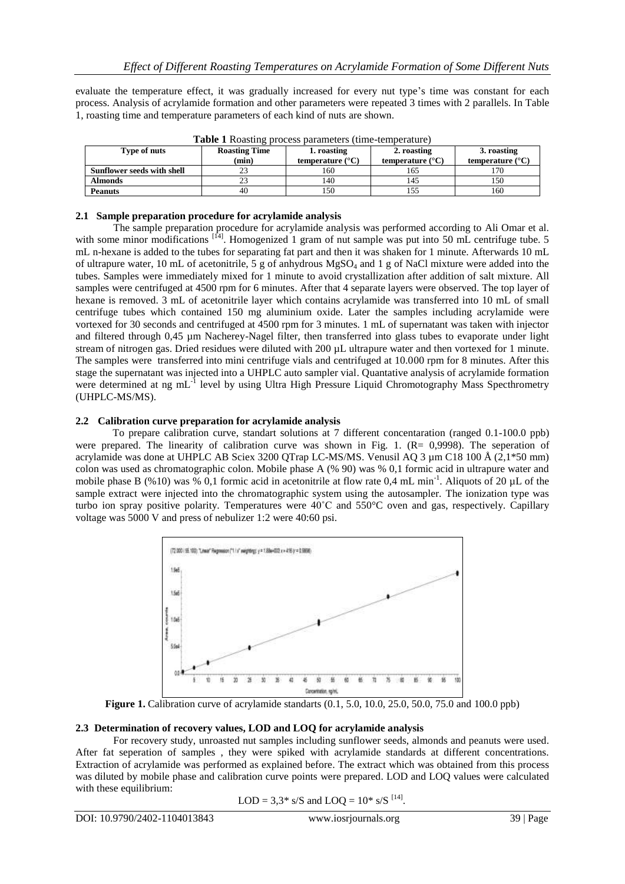evaluate the temperature effect, it was gradually increased for every nut type's time was constant for each process. Analysis of acrylamide formation and other parameters were repeated 3 times with 2 parallels. In Table 1, roasting time and temperature parameters of each kind of nuts are shown.

**Table 1** Roasting process parameters (time-temperature)

| Type of nuts | Roasting Time (min) | 1. roasting temperature (°C) | 2. roasting temperature (°C) | 3. roasting temperature (°C) |
|---|---|---|---|---|
| Sunflower seeds with shell | 23 | 160 | 165 | 170 |
| Almonds | 23 | 140 | 145 | 150 |
| Peanuts | 40 | 150 | 155 | 160 |

### 2.1 Sample preparation procedure for acrylamide analysis

The sample preparation procedure for acrylamide analysis was performed according to Ali Omar et al. with some minor modifications [14]. Homogenized 1 gram of nut sample was put into 50 mL centrifuge tube. 5 mL n-hexane is added to the tubes for separating fat part and then it was shaken for 1 minute. Afterwards 10 mL of ultrapure water, 10 mL of acetonitrile, 5 g of anhydrous $MgSO_4$ and 1 g of NaCl mixture were added into the tubes. Samples were immediately mixed for 1 minute to avoid crystallization after addition of salt mixture. All samples were centrifuged at 4500 rpm for 6 minutes. After that 4 separate layers were observed. The top layer of hexane is removed. 3 mL of acetonitrile layer which contains acrylamide was transferred into 10 mL of small centrifuge tubes which contained 150 mg aluminium oxide. Later the samples including acrylamide were vortexed for 30 seconds and centrifuged at 4500 rpm for 3 minutes. 1 mL of supernatant was taken with injector and filtered through 0,45 µm Nacherey-Nagel filter, then transferred into glass tubes to evaporate under light stream of nitrogen gas. Dried residues were diluted with 200 µL ultrapure water and then vortexed for 1 minute. The samples were transferred into mini centrifuge vials and centrifuged at 10.000 rpm for 8 minutes. After this stage the supernatant was injected into a UHPLC auto sampler vial. Quantative analysis of acrylamide formation were determined at ng $mL^{-1}$ level by using Ultra High Pressure Liquid Chromotography Mass Specthrometry (UHPLC-MS/MS).

### 2.2 Calibration curve preparation for acrylamide analysis

To prepare calibration curve, standart solutions at 7 different concentaration (ranged 0.1-100.0 ppb) were prepared. The linearity of calibration curve was shown in Fig. 1. (R= 0,9998). The seperation of acrylamide was done at UHPLC AB Sciex 3200 QTrap LC-MS/MS. Venusil AQ 3 µm C18 100 Å (2,1*50 mm) colon was used as chromatographic colon. Mobile phase A (% 90) was % 0,1 formic acid in ultrapure water and mobile phase B (%10) was % 0,1 formic acid in acetonitrile at flow rate 0,4 mL $min^{-1}$. Aliquots of 20 µL of the sample extract were injected into the chromatographic system using the autosampler. The ionization type was turbo ion spray positive polarity. Temperatures were 40˚C and 550°C oven and gas, respectively. Capillary voltage was 5000 V and press of nebulizer 1:2 were 40:60 psi.

**Figure 1.** Calibration curve of acrylamide standarts (0.1, 5.0, 10.0, 25.0, 50.0, 75.0 and 100.0 ppb)

### 2.3 Determination of recovery values, LOD and LOQ for acrylamide analysis

For recovery study, unroasted nut samples including sunflower seeds, almonds and peanuts were used. After fat seperation of samples , they were spiked with acrylamide standards at different concentrations. Extraction of acrylamide was performed as explained before. The extract which was obtained from this process was diluted by mobile phase and calibration curve points were prepared. LOD and LOQ values were calculated with these equilibrium:

$$LOD = 3,3 * s/S \text{ and } LOQ = 10 * s/S$$ [14].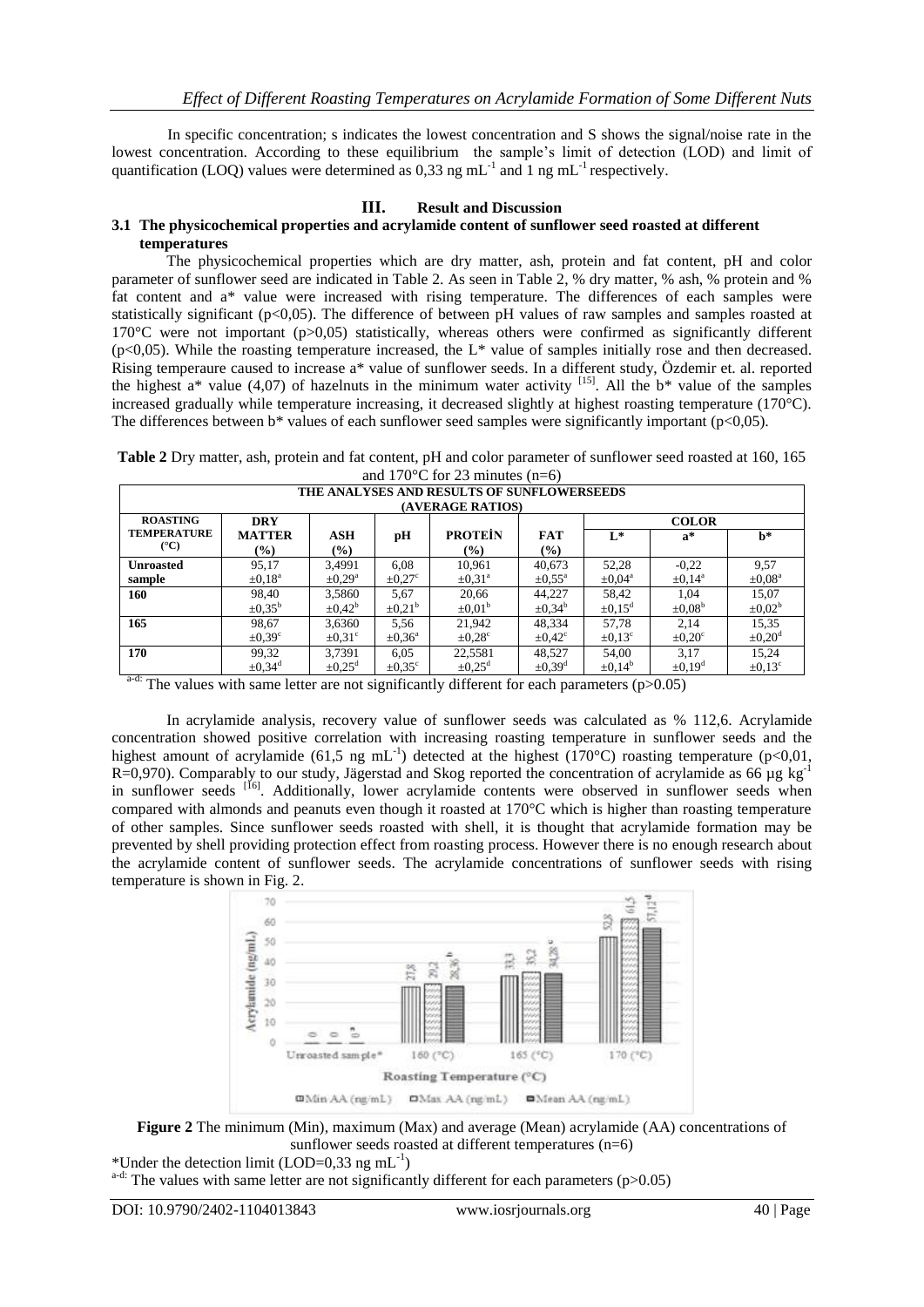In specific concentration; s indicates the lowest concentration and S shows the signal/noise rate in the lowest concentration. According to these equilibrium the sample's limit of detection (LOD) and limit of quantification (LOQ) values were determined as 0,33 ng $mL^{-1}$ and 1 ng $mL^{-1}$ respectively.

## III. Result and Discussion

### 3.1 The physicochemical properties and acrylamide content of sunflower seed roasted at different temperatures

The physicochemical properties which are dry matter, ash, protein and fat content, pH and color parameter of sunflower seed are indicated in Table 2. As seen in Table 2, % dry matter, % ash, % protein and % fat content and a* value were increased with rising temperature. The differences of each samples were statistically significant ($p<0,05$). The difference of between pH values of raw samples and samples roasted at 170°C were not important ($p>0,05$) statistically, whereas others were confirmed as significantly different ($p<0,05$). While the roasting temperature increased, the L* value of samples initially rose and then decreased. Rising temperaure caused to increase a* value of sunflower seeds. In a different study, Özdemir et. al. reported the highest a* value (4,07) of hazelnuts in the minimum water activity [15]. All the b* value of the samples increased gradually while temperature increasing, it decreased slightly at highest roasting temperature (170°C). The differences between b* values of each sunflower seed samples were significantly important ($p<0,05$).

**Table 2** Dry matter, ash, protein and fat content, pH and color parameter of sunflower seed roasted at 160, 165 and 170°C for 23 minutes (n=6)

| THE ANALYSES AND RESULTS OF SUNFLOWERSEEDS (AVERAGE RATIOS) | | | | | | | | |
|---|---|---|---|---|---|---|---|---|
| **ROASTING TEMPERATURE (°C)** | **DRY MATTER (%)** | **ASH (%)** | **pH** | **PROTEİN (%)** | **FAT (%)** | **COLOR** | | |
| | | | | | | **L*** | **a*** | **b*** |
| **Unroasted sample** | 95,17 $\pm0,18^a$ | 3,4991 $\pm0,29^a$ | 6,08 $\pm0,27^c$ | 10,961 $\pm0,31^a$ | 40,673 $\pm0,55^a$ | 52,28 $\pm0,04^a$ | -0,22 $\pm0,14^a$ | 9,57 $\pm0,08^a$ |
| **160** | 98,40 $\pm0,35^b$ | 3,5860 $\pm0,42^b$ | 5,67 $\pm0,21^b$ | 20,66 $\pm0,01^b$ | 44,227 $\pm0,34^b$ | 58,42 $\pm0,15^d$ | 1,04 $\pm0,08^b$ | 15,07 $\pm0,02^b$ |
| **165** | 98,67 $\pm0,39^c$ | 3,6360 $\pm0,31^c$ | 5,56 $\pm0,36^a$ | 21,942 $\pm0,28^c$ | 48,334 $\pm0,42^c$ | 57,78 $\pm0,13^c$ | 2,14 $\pm0,20^c$ | 15,35 $\pm0,20^d$ |
| **170** | 99,32 $\pm0,34^d$ | 3,7391 $\pm0,25^d$ | 6,05 $\pm0,35^c$ | 22,5581 $\pm0,25^d$ | 48,527 $\pm0,39^d$ | 54,00 $\pm0,14^b$ | 3,17 $\pm0,19^d$ | 15,24 $\pm0,13^c$ |

a-d: The values with same letter are not significantly different for each parameters ($p>0.05$)

In acrylamide analysis, recovery value of sunflower seeds was calculated as % 112,6. Acrylamide concentration showed positive correlation with increasing roasting temperature in sunflower seeds and the highest amount of acrylamide (61,5 ng $mL^{-1}$) detected at the highest (170°C) roasting temperature ($p<0,01$, $R=0,970$). Comparably to our study, Jägerstad and Skog reported the concentration of acrylamide as 66 µg $kg^{-1}$ in sunflower seeds [16]. Additionally, lower acrylamide contents were observed in sunflower seeds when compared with almonds and peanuts even though it roasted at 170°C which is higher than roasting temperature of other samples. Since sunflower seeds roasted with shell, it is thought that acrylamide formation may be prevented by shell providing protection effect from roasting process. However there is no enough research about the acrylamide content of sunflower seeds. The acrylamide concentrations of sunflower seeds with rising temperature is shown in Fig. 2.

**Figure 2** The minimum (Min), maximum (Max) and average (Mean) acrylamide (AA) concentrations of sunflower seeds roasted at different temperatures (n=6)

*Under the detection limit (LOD=0,33 ng $mL^{-1}$)

a-d: The values with same letter are not significantly different for each parameters ($p>0.05$)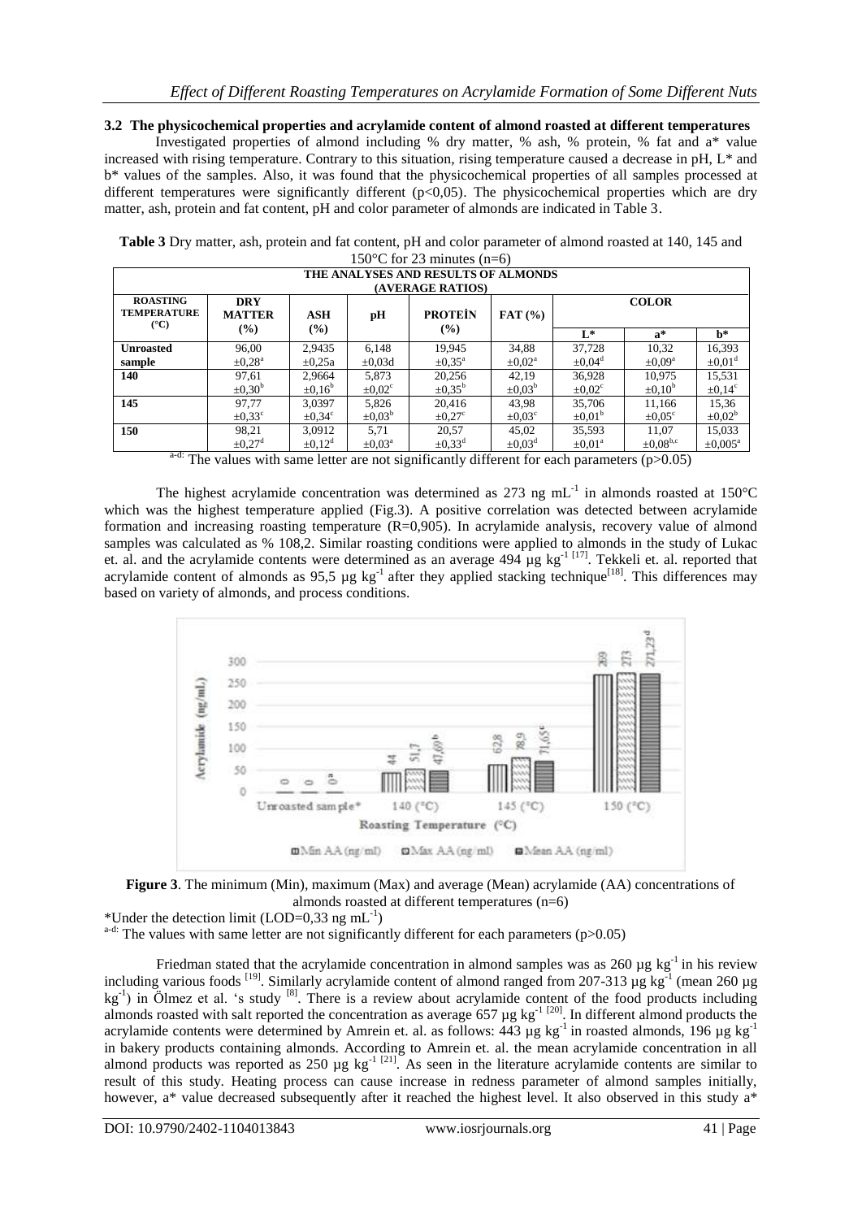### 3.2 The physicochemical properties and acrylamide content of almond roasted at different temperatures

Investigated properties of almond including % dry matter, % ash, % protein, % fat and a* value increased with rising temperature. Contrary to this situation, rising temperature caused a decrease in pH, L* and b* values of the samples. Also, it was found that the physicochemical properties of all samples processed at different temperatures were significantly different (p<0,05). The physicochemical properties which are dry matter, ash, protein and fat content, pH and color parameter of almonds are indicated in Table 3.

**Table 3** Dry matter, ash, protein and fat content, pH and color parameter of almond roasted at 140, 145 and 150°C for 23 minutes (n=6)

| THE ANALYSES AND RESULTS OF ALMONDS (AVERAGE RATIOS) | | | | | | | | |
|---|---|---|---|---|---|---|---|---|
| **ROASTING TEMPERATURE (°C)** | **DRY MATTER (%)** | **ASH (%)** | **pH** | **PROTEİN (%)** | **FAT (%)** | **COLOR** | | |
| | | | | | | **L*** | **a*** | **b*** |
| **Unroasted sample** | 96,00 ±0,28$^{a}$ | 2,9435 ±0,25a | 6,148 ±0,03d | 19,945 ±0,35$^{a}$ | 34,88 ±0,02$^{a}$ | 37,728 ±0,04$^{d}$ | 10,32 ±0,09$^{a}$ | 16,393 ±0,01$^{d}$ |
| **140** | 97,61 ±0,30$^{b}$ | 2,9664 ±0,16$^{b}$ | 5,873 ±0,02$^{c}$ | 20,256 ±0,35$^{b}$ | 42,19 ±0,03$^{b}$ | 36,928 ±0,02$^{c}$ | 10,975 ±0,10$^{b}$ | 15,531 ±0,14$^{c}$ |
| **145** | 97,77 ±0,33$^{c}$ | 3,0397 ±0,34$^{c}$ | 5,826 ±0,03$^{b}$ | 20,416 ±0,27$^{c}$ | 43,98 ±0,03$^{c}$ | 35,706 ±0,01$^{b}$ | 11,166 ±0,05$^{c}$ | 15,36 ±0,02$^{b}$ |
| **150** | 98,21 ±0,27$^{d}$ | 3,0912 ±0,12$^{d}$ | 5,71 ±0,03$^{a}$ | 20,57 ±0,33$^{d}$ | 45,02 ±0,03$^{d}$ | 35,593 ±0,01$^{a}$ | 11,07 ±0,08$^{b,c}$ | 15,033 ±0,005$^{a}$ |

$^{a\text{-}d}$: The values with same letter are not significantly different for each parameters (p>0.05)

The highest acrylamide concentration was determined as 273 ng mL$^{-1}$ in almonds roasted at 150°C which was the highest temperature applied (Fig.3). A positive correlation was detected between acrylamide formation and increasing roasting temperature (R=0,905). In acrylamide analysis, recovery value of almond samples was calculated as % 108,2. Similar roasting conditions were applied to almonds in the study of Lukac et. al. and the acrylamide contents were determined as an average 494 µg kg$^{-1}$ [17]. Tekkeli et. al. reported that acrylamide content of almonds as 95,5 µg kg$^{-1}$ after they applied stacking technique[18]. This differences may based on variety of almonds, and process conditions.

**Figure 3**. The minimum (Min), maximum (Max) and average (Mean) acrylamide (AA) concentrations of almonds roasted at different temperatures (n=6)

*Under the detection limit (LOD=0,33 ng mL$^{-1}$)

$^{a\text{-}d}$: The values with same letter are not significantly different for each parameters (p>0.05)

Friedman stated that the acrylamide concentration in almond samples was as 260 µg kg$^{-1}$ in his review including various foods [19]. Similarly acrylamide content of almond ranged from 207-313 µg kg$^{-1}$ (mean 260 µg kg$^{-1}$) in Ölmez et al. 's study [8]. There is a review about acrylamide content of the food products including almonds roasted with salt reported the concentration as average 657 µg kg$^{-1}$ [20]. In different almond products the acrylamide contents were determined by Amrein et. al. as follows: 443 µg kg$^{-1}$ in roasted almonds, 196 µg kg$^{-1}$ in bakery products containing almonds. According to Amrein et. al. the mean acrylamide concentration in all almond products was reported as 250 µg kg$^{-1}$ [21]. As seen in the literature acrylamide contents are similar to result of this study. Heating process can cause increase in redness parameter of almond samples initially, however, a* value decreased subsequently after it reached the highest level. It also observed in this study a*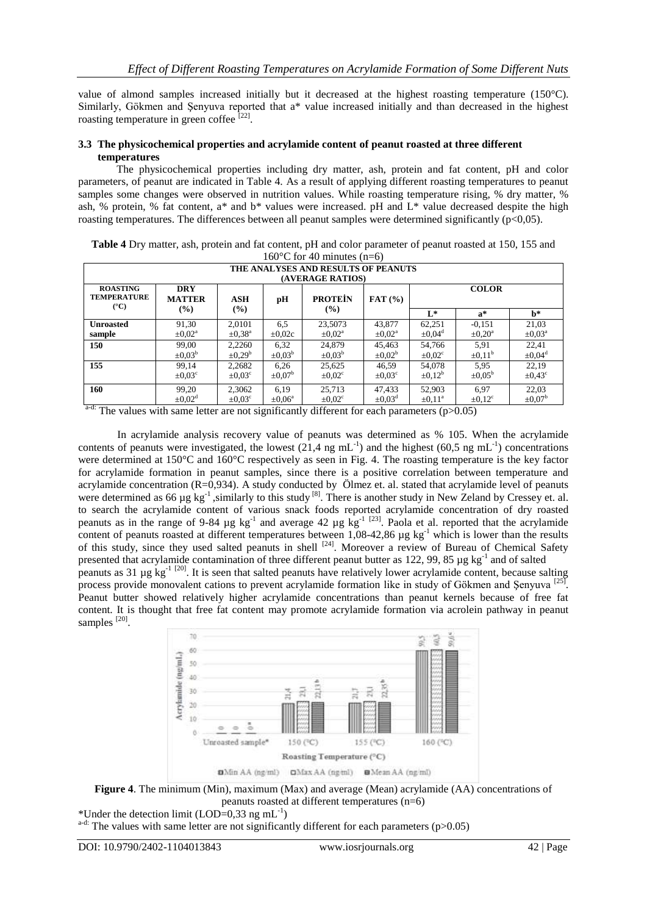value of almond samples increased initially but it decreased at the highest roasting temperature (150°C). Similarly, Gökmen and Şenyuva reported that a* value increased initially and than decreased in the highest roasting temperature in green coffee [22].

### 3.3 The physicochemical properties and acrylamide content of peanut roasted at three different temperatures

The physicochemical properties including dry matter, ash, protein and fat content, pH and color parameters, of peanut are indicated in Table 4. As a result of applying different roasting temperatures to peanut samples some changes were observed in nutrition values. While roasting temperature rising, % dry matter, % ash, % protein, % fat content, a* and b* values were increased. pH and L* value decreased despite the high roasting temperatures. The differences between all peanut samples were determined significantly ($p<0,05$).

**Table 4** Dry matter, ash, protein and fat content, pH and color parameter of peanut roasted at 150, 155 and 160°C for 40 minutes (n=6)

| THE ANALYSES AND RESULTS OF PEANUTS (AVERAGE RATIOS) | | | | | | | | |
|---|---|---|---|---|---|---|---|---|
| **ROASTING TEMPERATURE (°C)** | **DRY MATTER (%)** | **ASH (%)** | **pH** | **PROTEİN (%)** | **FAT (%)** | **COLOR** | | |
| | | | | | | **L*** | **a*** | **b*** |
| **Unroasted sample** | 91,30 $\pm 0{,}02^{a}$ | 2,0101 $\pm 0{,}38^{a}$ | 6,5 $\pm 0{,}02c$ | 23,5073 $\pm 0{,}02^{a}$ | 43,877 $\pm 0{,}02^{a}$ | 62,251 $\pm 0{,}04^{d}$ | -0,151 $\pm 0{,}20^{a}$ | 21,03 $\pm 0{,}03^{a}$ |
| **150** | 99,00 $\pm 0{,}03^{b}$ | 2,2260 $\pm 0{,}29^{b}$ | 6,32 $\pm 0{,}03^{b}$ | 24,879 $\pm 0{,}03^{b}$ | 45,463 $\pm 0{,}02^{b}$ | 54,766 $\pm 0{,}02^{c}$ | 5,91 $\pm 0{,}11^{b}$ | 22,41 $\pm 0{,}04^{d}$ |
| **155** | 99,14 $\pm 0{,}03^{c}$ | 2,2682 $\pm 0{,}03^{c}$ | 6,26 $\pm 0{,}07^{b}$ | 25,625 $\pm 0{,}02^{c}$ | 46,59 $\pm 0{,}03^{c}$ | 54,078 $\pm 0{,}12^{b}$ | 5,95 $\pm 0{,}05^{b}$ | 22,19 $\pm 0{,}43^{c}$ |
| **160** | 99,20 $\pm 0{,}02^{d}$ | 2,3062 $\pm 0{,}03^{c}$ | 6,19 $\pm 0{,}06^{a}$ | 25,713 $\pm 0{,}02^{c}$ | 47,433 $\pm 0{,}03^{d}$ | 52,903 $\pm 0{,}11^{a}$ | 6,97 $\pm 0{,}12^{c}$ | 22,03 $\pm 0{,}07^{b}$ |

a-d: The values with same letter are not significantly different for each parameters ($p>0.05$)

In acrylamide analysis recovery value of peanuts was determined as % 105. When the acrylamide contents of peanuts were investigated, the lowest (21,4 ng $mL^{-1}$) and the highest (60,5 ng $mL^{-1}$) concentrations were determined at 150°C and 160°C respectively as seen in Fig. 4. The roasting temperature is the key factor for acrylamide formation in peanut samples, since there is a positive correlation between temperature and acrylamide concentration ($R=0{,}934$). A study conducted by Ölmez et. al. stated that acrylamide level of peanuts were determined as 66 µg $kg^{-1}$ ,similarly to this study [8]. There is another study in New Zeland by Cressey et. al. to search the acrylamide content of various snack foods reported acrylamide concentration of dry roasted peanuts as in the range of 9-84 µg $kg^{-1}$ and average 42 µg $kg^{-1}$ [23]. Paola et al. reported that the acrylamide content of peanuts roasted at different temperatures between 1,08-42,86 µg $kg^{-1}$ which is lower than the results of this study, since they used salted peanuts in shell [24]. Moreover a review of Bureau of Chemical Safety presented that acrylamide contamination of three different peanut butter as 122, 99, 85 µg $kg^{-1}$ and of salted peanuts as 31 µg $kg^{-1}$ [20]. It is seen that salted peanuts have relatively lower acrylamide content, because salting process provide monovalent cations to prevent acrylamide formation like in study of Gökmen and Şenyuva [25]. Peanut butter showed relatively higher acrylamide concentrations than peanut kernels because of free fat content. It is thought that free fat content may promote acrylamide formation via acrolein pathway in peanut samples [20].

**Figure 4**. The minimum (Min), maximum (Max) and average (Mean) acrylamide (AA) concentrations of peanuts roasted at different temperatures (n=6)

*Under the detection limit (LOD=0,33 ng $mL^{-1}$)

a-d: The values with same letter are not significantly different for each parameters ($p>0.05$)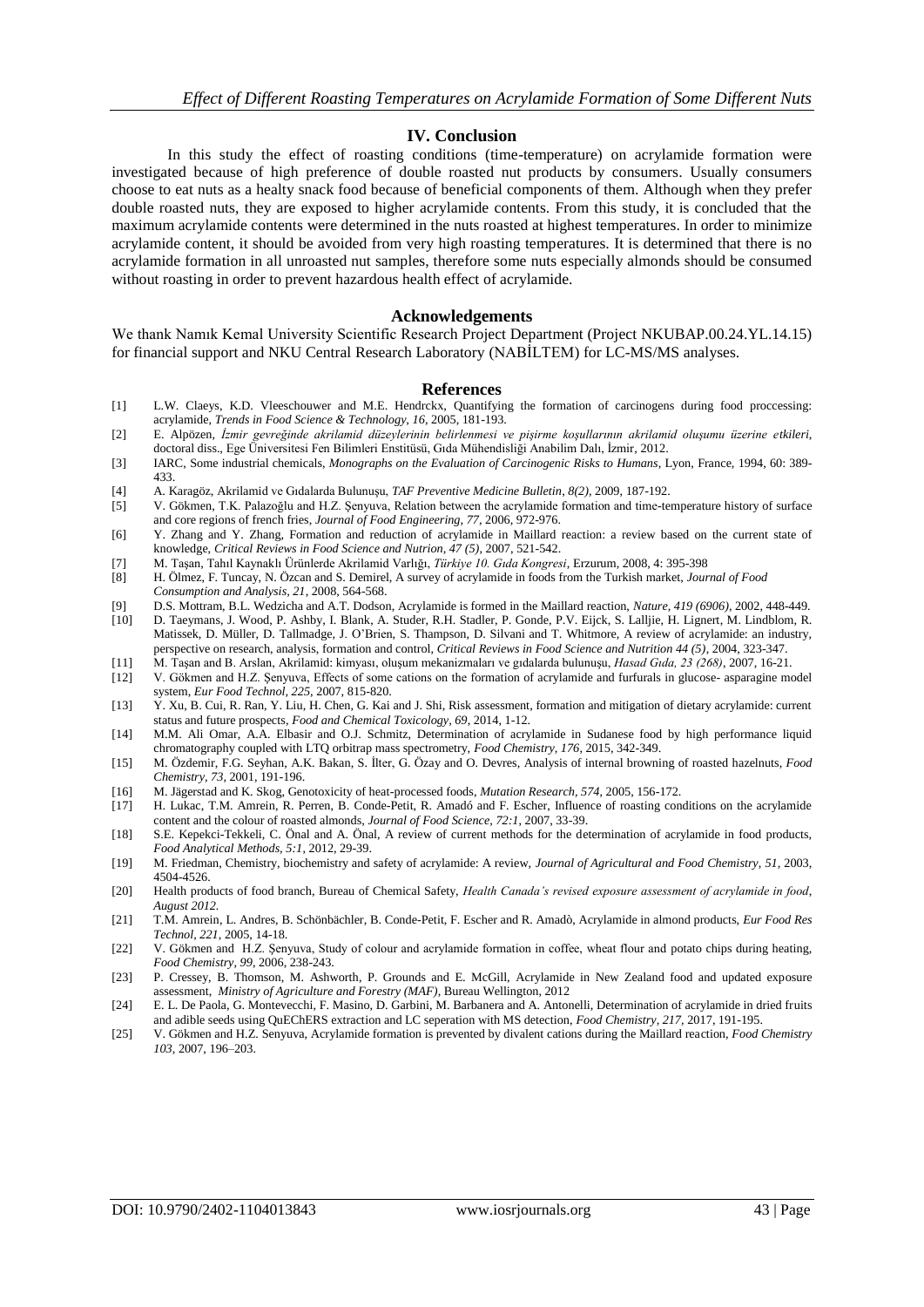## IV. Conclusion

In this study the effect of roasting conditions (time-temperature) on acrylamide formation were investigated because of high preference of double roasted nut products by consumers. Usually consumers choose to eat nuts as a healty snack food because of beneficial components of them. Although when they prefer double roasted nuts, they are exposed to higher acrylamide contents. From this study, it is concluded that the maximum acrylamide contents were determined in the nuts roasted at highest temperatures. In order to minimize acrylamide content, it should be avoided from very high roasting temperatures. It is determined that there is no acrylamide formation in all unroasted nut samples, therefore some nuts especially almonds should be consumed without roasting in order to prevent hazardous health effect of acrylamide.

## Acknowledgements

We thank Namık Kemal University Scientific Research Project Department (Project NKUBAP.00.24.YL.14.15) for financial support and NKU Central Research Laboratory (NABİLTEM) for LC-MS/MS analyses.

## References

[1] L.W. Claeys, K.D. Vleeschouwer and M.E. Hendrckx, Quantifying the formation of carcinogens during food proccessing: acrylamide, *Trends in Food Science & Technology, 16*, 2005, 181-193.

[2] E. Alpözen, *İzmir çevreğinde akrilamid düzeylerinin belirlenmesi ve pişirme koşullarının akrilamid oluşumu üzerine etkileri*, doctoral diss., Ege Üniversitesi Fen Bilimleri Enstitüsü, Gıda Mühendisliği Anabilim Dalı, İzmir, 2012.

[3] IARC, Some industrial chemicals, *Monographs on the Evaluation of Carcinogenic Risks to Humans*, Lyon, France, 1994, 60: 389-433.

[4] A. Karagöz, Akrilamid ve Gıdalarda Bulunuşu, *TAF Preventive Medicine Bulletin, 8(2)*, 2009, 187-192.

[5] V. Gökmen, T.K. Palazoğlu and H.Z. Şenyuva, Relation between the acrylamide formation and time-temperature history of surface and core regions of french fries, *Journal of Food Engineering, 77*, 2006, 972-976.

[6] Y. Zhang and Y. Zhang, Formation and reduction of acrylamide in Maillard reaction: a review based on the current state of knowledge, *Critical Reviews in Food Science and Nutrion, 47 (5)*, 2007, 521-542.

[7] M. Taşan, Tahıl Kaynaklı Ürünlerde Akrilamid Varlığı, *Türkiye 10. Gıda Kongresi*, Erzurum, 2008, 4: 395-398

[8] H. Ölmez, F. Tuncay, N. Özcan and S. Demirel, A survey of acrylamide in foods from the Turkish market, *Journal of Food Consumption and Analysis, 21*, 2008, 564-568.

[9] D.S. Mottram, B.L. Wedzicha and A.T. Dodson, Acrylamide is formed in the Maillard reaction, *Nature, 419 (6906)*, 2002, 448-449.

[10] D. Taeymans, J. Wood, P. Ashby, I. Blank, A. Studer, R.H. Stadler, P. Gonde, P.V. Eijck, S. Lalljie, H. Lignert, M. Lindblom, R. Matissek, D. Müller, D. Tallmadge, J. O'Brien, S. Thampson, D. Silvani and T. Whitmore, A review of acrylamide: an industry, perspective on research, analysis, formation and control, *Critical Reviews in Food Science and Nutrition 44 (5)*, 2004, 323-347.

[11] M. Taşan and B. Arslan, Akrilamid: kimyası, oluşum mekanizmaları ve gıdalarda bulunuşu, *Hasad Gıda, 23 (268)*, 2007, 16-21.

[12] V. Gökmen and H.Z. Şenyuva, Effects of some cations on the formation of acrylamide and furfurals in glucose- asparagine model system, *Eur Food Technol, 225*, 2007, 815-820.

[13] Y. Xu, B. Cui, R. Ran, Y. Liu, H. Chen, G. Kai and J. Shi, Risk assessment, formation and mitigation of dietary acrylamide: current status and future prospects, *Food and Chemical Toxicology, 69*, 2014, 1-12.

[14] M.M. Ali Omar, A.A. Elbasir and O.J. Schmitz, Determination of acrylamide in Sudanese food by high performance liquid chromatography coupled with LTQ orbitrap mass spectrometry, *Food Chemistry, 176*, 2015, 342-349.

[15] M. Özdemir, F.G. Seyhan, A.K. Bakan, S. İlter, G. Özay and O. Devres, Analysis of internal browning of roasted hazelnuts, *Food Chemistry, 73*, 2001, 191-196.

[16] M. Jägerstad and K. Skog, Genotoxicity of heat-processed foods, *Mutation Research, 574*, 2005, 156-172.

[17] H. Lukac, T.M. Amrein, R. Perren, B. Conde-Petit, R. Amadó and F. Escher, Influence of roasting conditions on the acrylamide content and the colour of roasted almonds, *Journal of Food Science, 72:1*, 2007, 33-39.

[18] S.E. Kepekci-Tekkeli, C. Önal and A. Önal, A review of current methods for the determination of acrylamide in food products, *Food Analytical Methods, 5:1*, 2012, 29-39.

[19] M. Friedman, Chemistry, biochemistry and safety of acrylamide: A review, *Journal of Agricultural and Food Chemistry, 51*, 2003, 4504-4526.

[20] Health products of food branch, Bureau of Chemical Safety, *Health Canada's revised exposure assessment of acrylamide in food, August 2012.*

[21] T.M. Amrein, L. Andres, B. Schönbächler, B. Conde-Petit, F. Escher and R. Amadò, Acrylamide in almond products, *Eur Food Res Technol, 221*, 2005, 14-18.

[22] V. Gökmen and H.Z. Şenyuva, Study of colour and acrylamide formation in coffee, wheat flour and potato chips during heating, *Food Chemistry, 99*, 2006, 238-243.

[23] P. Cressey, B. Thomson, M. Ashworth, P. Grounds and E. McGill, Acrylamide in New Zealand food and updated exposure assessment, *Ministry of Agriculture and Forestry (MAF)*, Bureau Wellington, 2012

[24] E. L. De Paola, G. Montevecchi, F. Masino, D. Garbini, M. Barbanera and A. Antonelli, Determination of acrylamide in dried fruits and adible seeds using QuEChERS extraction and LC seperation with MS detection, *Food Chemistry, 217*, 2017, 191-195.

[25] V. Gökmen and H.Z. Senyuva, Acrylamide formation is prevented by divalent cations during the Maillard reaction, *Food Chemistry 103*, 2007, 196–203.